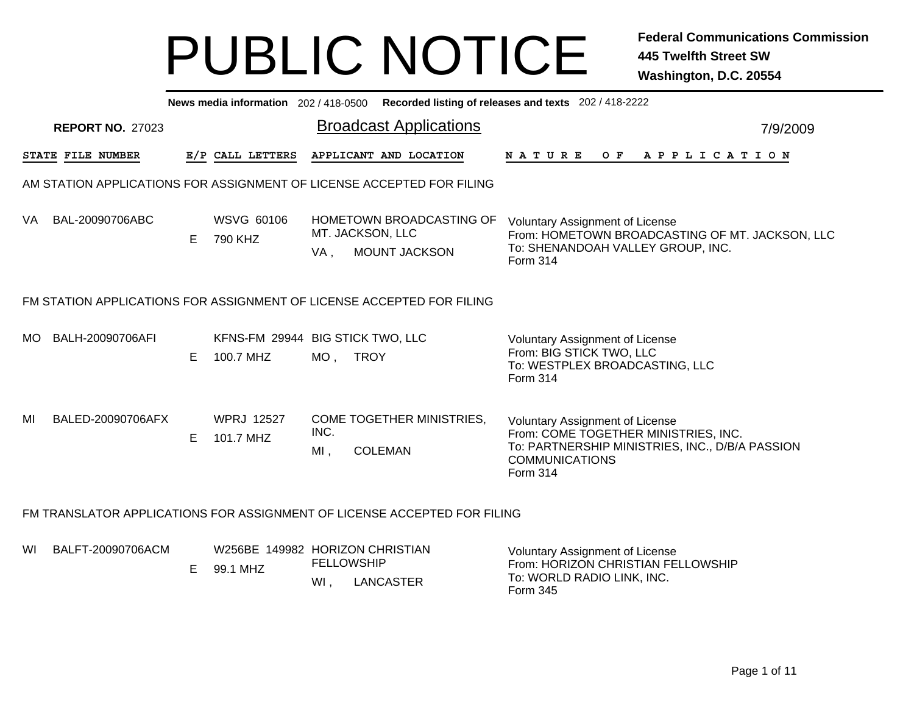# PUBLIC NOTICE

**Federal Communications Commission**
**445 Twelfth Street SW**
**Washington, D.C. 20554**

**News media information** 202 / 418-0500 **Recorded listing of releases and texts** 202 / 418-2222

**REPORT NO.** 27023

## Broadcast Applications

7/9/2009

### AM STATION APPLICATIONS FOR ASSIGNMENT OF LICENSE ACCEPTED FOR FILING

| STATE | FILE NUMBER | E/P | CALL LETTERS | APPLICANT AND LOCATION | NATURE OF APPLICATION |
|---|---|---|---|---|---|
| VA | BAL-20090706ABC | E | WSVG 60106<br>790 KHZ | HOMETOWN BROADCASTING OF MT. JACKSON, LLC<br>VA , MOUNT JACKSON | Voluntary Assignment of License<br>From: HOMETOWN BROADCASTING OF MT. JACKSON, LLC<br>To: SHENANDOAH VALLEY GROUP, INC.<br>Form 314 |

### FM STATION APPLICATIONS FOR ASSIGNMENT OF LICENSE ACCEPTED FOR FILING

| STATE | FILE NUMBER | E/P | CALL LETTERS | APPLICANT AND LOCATION | NATURE OF APPLICATION |
|---|---|---|---|---|---|
| MO | BALH-20090706AFI | E | KFNS-FM 29944<br>100.7 MHZ | BIG STICK TWO, LLC<br>MO , TROY | Voluntary Assignment of License<br>From: BIG STICK TWO, LLC<br>To: WESTPLEX BROADCASTING, LLC<br>Form 314 |
| MI | BALED-20090706AFX | E | WPRJ 12527<br>101.7 MHZ | COME TOGETHER MINISTRIES, INC.<br>MI , COLEMAN | Voluntary Assignment of License<br>From: COME TOGETHER MINISTRIES, INC.<br>To: PARTNERSHIP MINISTRIES, INC., D/B/A PASSION COMMUNICATIONS<br>Form 314 |

### FM TRANSLATOR APPLICATIONS FOR ASSIGNMENT OF LICENSE ACCEPTED FOR FILING

| STATE | FILE NUMBER | E/P | CALL LETTERS | APPLICANT AND LOCATION | NATURE OF APPLICATION |
|---|---|---|---|---|---|
| WI | BALFT-20090706ACM | E | W256BE 149982<br>99.1 MHZ | HORIZON CHRISTIAN FELLOWSHIP<br>WI , LANCASTER | Voluntary Assignment of License<br>From: HORIZON CHRISTIAN FELLOWSHIP<br>To: WORLD RADIO LINK, INC.<br>Form 345 |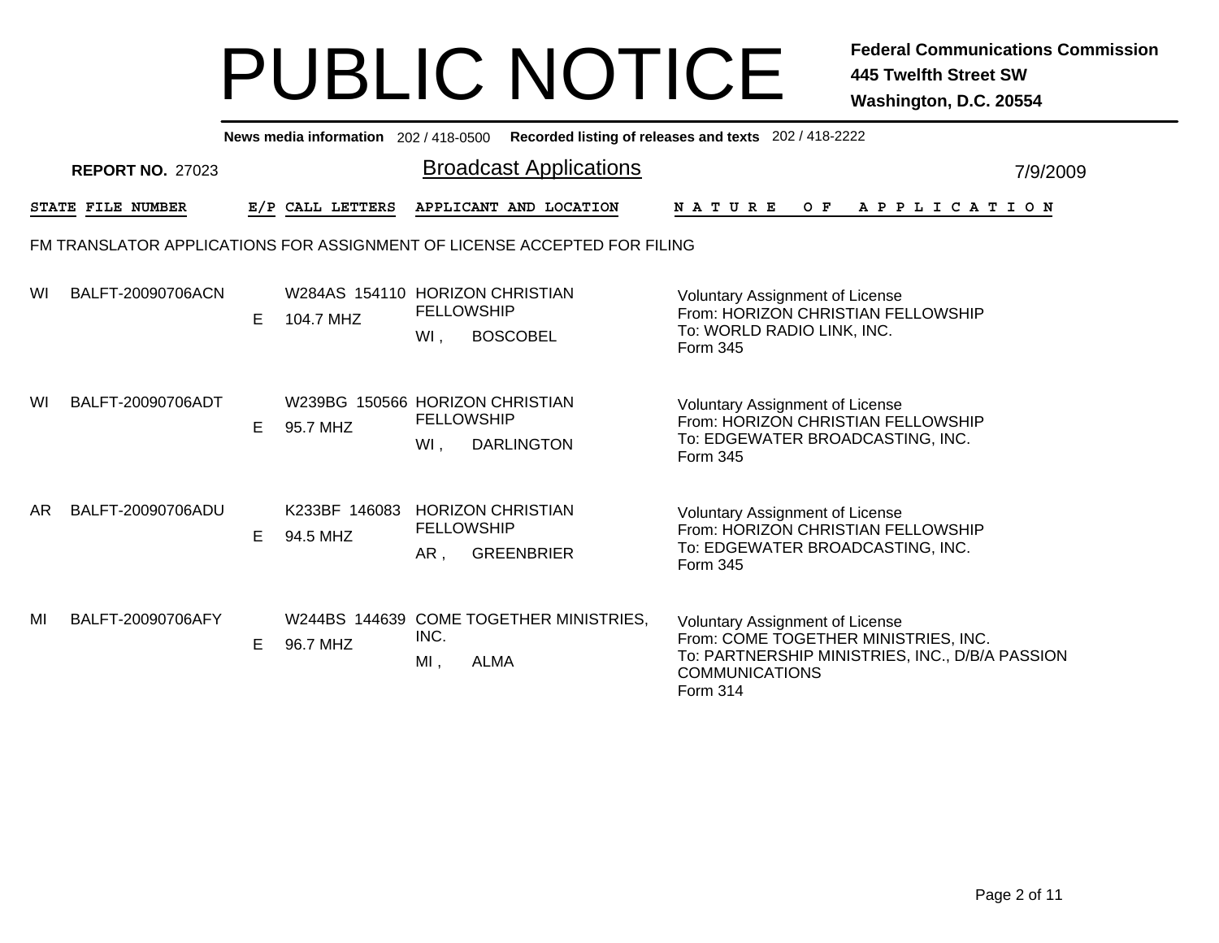# PUBLIC NOTICE

**Federal Communications Commission**
**445 Twelfth Street SW**
**Washington, D.C. 20554**

**News media information** 202 / 418-0500 **Recorded listing of releases and texts** 202 / 418-2222

**REPORT NO.** 27023

## Broadcast Applications

7/9/2009

FM TRANSLATOR APPLICATIONS FOR ASSIGNMENT OF LICENSE ACCEPTED FOR FILING

| STATE | FILE NUMBER | E/P | CALL LETTERS | APPLICANT AND LOCATION | NATURE OF APPLICATION |
|---|---|---|---|---|---|
| WI | BALFT-20090706ACN | E | W284AS 154110<br>104.7 MHZ | HORIZON CHRISTIAN FELLOWSHIP<br>WI , BOSCOBEL | Voluntary Assignment of License<br>From: HORIZON CHRISTIAN FELLOWSHIP<br>To: WORLD RADIO LINK, INC.<br>Form 345 |
| WI | BALFT-20090706ADT | E | W239BG 150566<br>95.7 MHZ | HORIZON CHRISTIAN FELLOWSHIP<br>WI , DARLINGTON | Voluntary Assignment of License<br>From: HORIZON CHRISTIAN FELLOWSHIP<br>To: EDGEWATER BROADCASTING, INC.<br>Form 345 |
| AR | BALFT-20090706ADU | E | K233BF 146083<br>94.5 MHZ | HORIZON CHRISTIAN FELLOWSHIP<br>AR , GREENBRIER | Voluntary Assignment of License<br>From: HORIZON CHRISTIAN FELLOWSHIP<br>To: EDGEWATER BROADCASTING, INC.<br>Form 345 |
| MI | BALFT-20090706AFY | E | W244BS 144639<br>96.7 MHZ | COME TOGETHER MINISTRIES, INC.<br>MI , ALMA | Voluntary Assignment of License<br>From: COME TOGETHER MINISTRIES, INC.<br>To: PARTNERSHIP MINISTRIES, INC., D/B/A PASSION COMMUNICATIONS<br>Form 314 |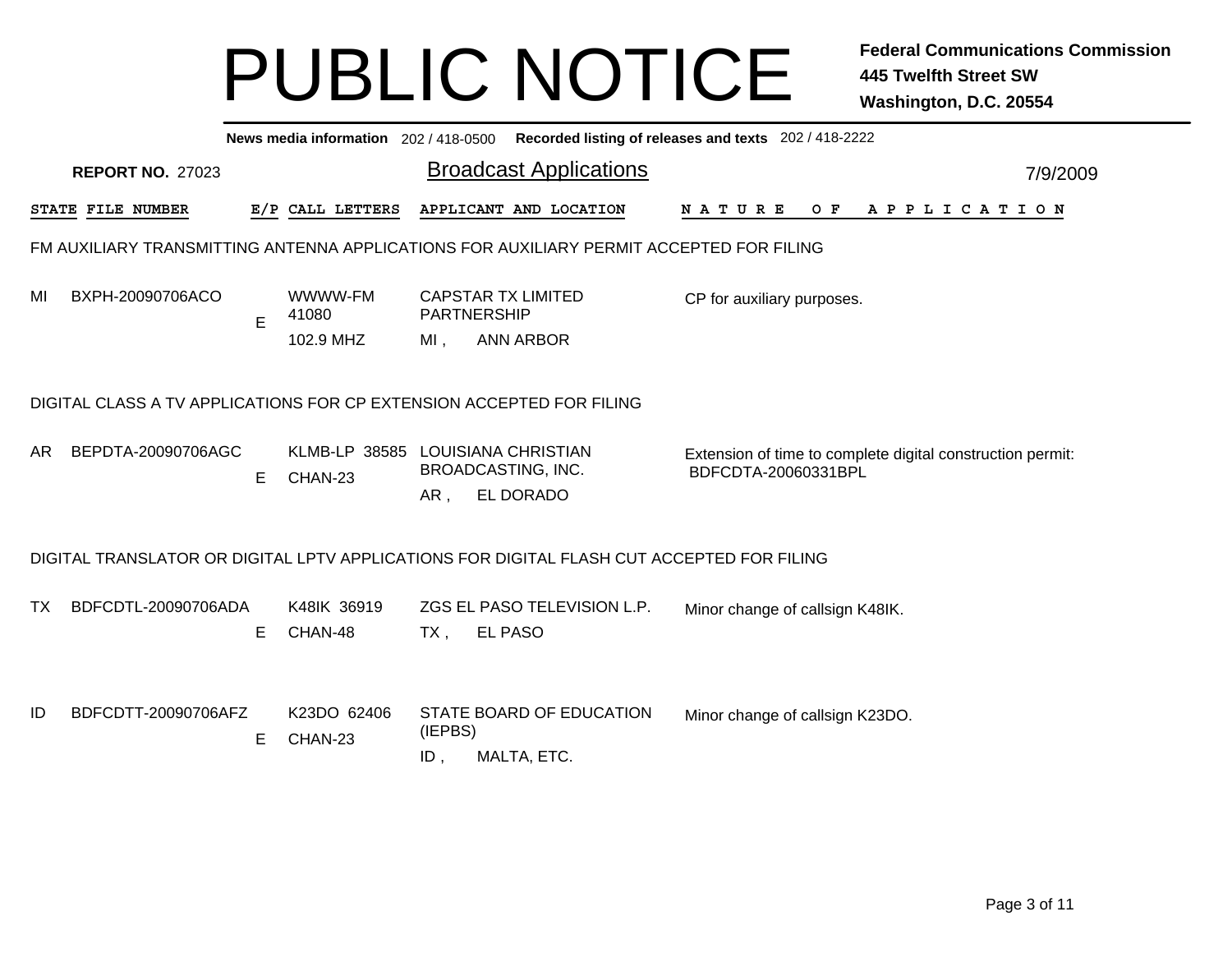# PUBLIC NOTICE

**Federal Communications Commission**
**445 Twelfth Street SW**
**Washington, D.C. 20554**

**News media information** 202 / 418-0500 **Recorded listing of releases and texts** 202 / 418-2222

**REPORT NO.** 27023

## Broadcast Applications

7/9/2009

### FM AUXILIARY TRANSMITTING ANTENNA APPLICATIONS FOR AUXILIARY PERMIT ACCEPTED FOR FILING

| STATE | FILE NUMBER | E/P | CALL LETTERS | APPLICANT AND LOCATION | NATURE OF APPLICATION |
|---|---|---|---|---|---|
| MI | BXPH-20090706ACO | E | WWWW-FM 41080<br>102.9 MHZ | CAPSTAR TX LIMITED PARTNERSHIP<br>MI , ANN ARBOR | CP for auxiliary purposes. |

### DIGITAL CLASS A TV APPLICATIONS FOR CP EXTENSION ACCEPTED FOR FILING

| STATE | FILE NUMBER | E/P | CALL LETTERS | APPLICANT AND LOCATION | NATURE OF APPLICATION |
|---|---|---|---|---|---|
| AR | BEPDTA-20090706AGC | E | KLMB-LP 38585<br>CHAN-23 | LOUISIANA CHRISTIAN BROADCASTING, INC.<br>AR , EL DORADO | Extension of time to complete digital construction permit: BDFCDTA-20060331BPL |

### DIGITAL TRANSLATOR OR DIGITAL LPTV APPLICATIONS FOR DIGITAL FLASH CUT ACCEPTED FOR FILING

| STATE | FILE NUMBER | E/P | CALL LETTERS | APPLICANT AND LOCATION | NATURE OF APPLICATION |
|---|---|---|---|---|---|
| TX | BDFCDTL-20090706ADA | E | K48IK 36919<br>CHAN-48 | ZGS EL PASO TELEVISION L.P.<br>TX , EL PASO | Minor change of callsign K48IK. |
| ID | BDFCDTT-20090706AFZ | E | K23DO 62406<br>CHAN-23 | STATE BOARD OF EDUCATION (IEPBS)<br>ID , MALTA, ETC. | Minor change of callsign K23DO. |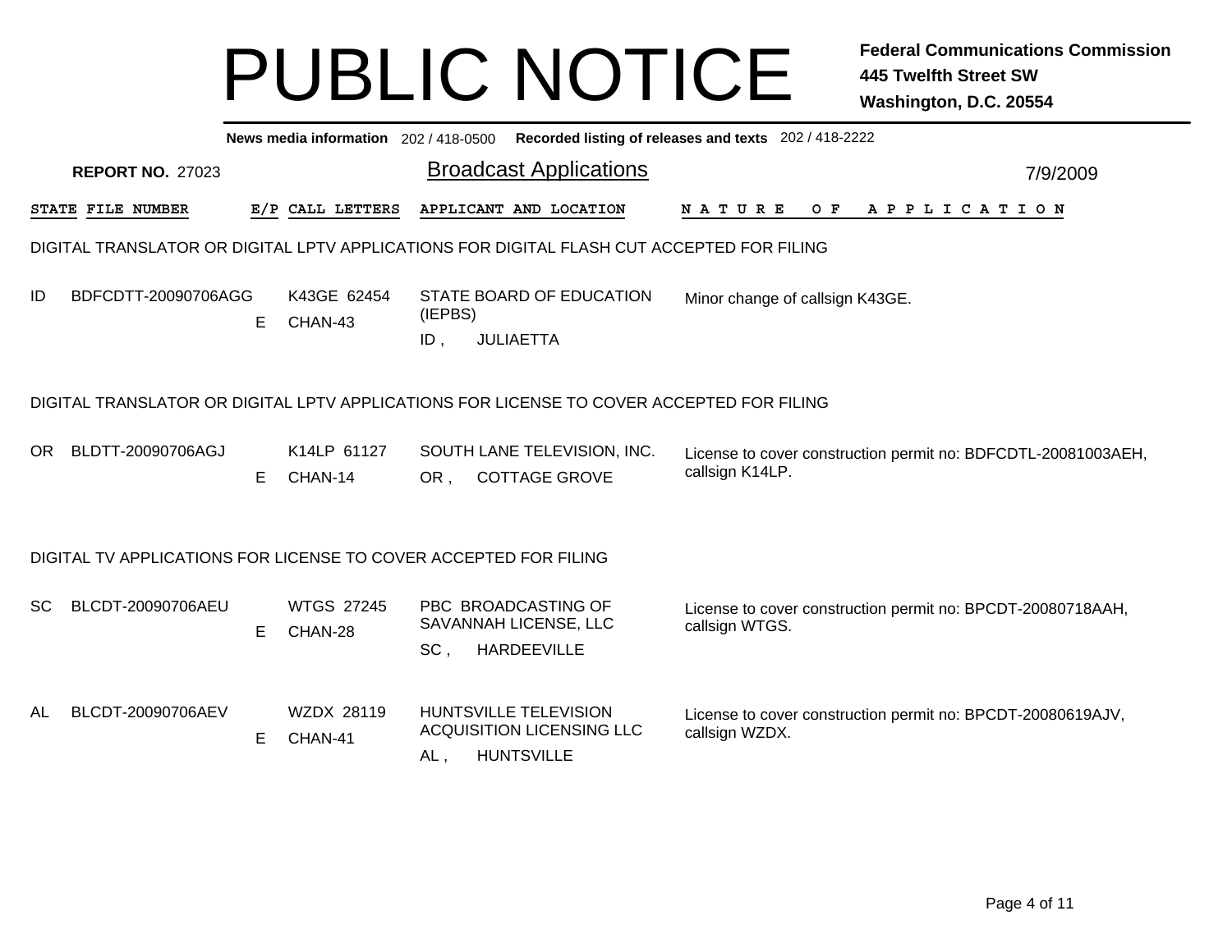# PUBLIC NOTICE

**Federal Communications Commission**
**445 Twelfth Street SW**
**Washington, D.C. 20554**

**News media information** 202 / 418-0500 **Recorded listing of releases and texts** 202 / 418-2222

**REPORT NO.** 27023

## Broadcast Applications

7/9/2009

### DIGITAL TRANSLATOR OR DIGITAL LPTV APPLICATIONS FOR DIGITAL FLASH CUT ACCEPTED FOR FILING

| STATE | FILE NUMBER | E/P | CALL LETTERS | APPLICANT AND LOCATION | NATURE OF APPLICATION |
|---|---|---|---|---|---|
| ID | BDFCDTT-20090706AGG | E | K43GE 62454 CHAN-43 | STATE BOARD OF EDUCATION (IEPBS) ID , JULIAETTA | Minor change of callsign K43GE. |

### DIGITAL TRANSLATOR OR DIGITAL LPTV APPLICATIONS FOR LICENSE TO COVER ACCEPTED FOR FILING

| STATE | FILE NUMBER | E/P | CALL LETTERS | APPLICANT AND LOCATION | NATURE OF APPLICATION |
|---|---|---|---|---|---|
| OR | BLDTT-20090706AGJ | E | K14LP 61127 CHAN-14 | SOUTH LANE TELEVISION, INC. OR , COTTAGE GROVE | License to cover construction permit no: BDFCDTL-20081003AEH, callsign K14LP. |

### DIGITAL TV APPLICATIONS FOR LICENSE TO COVER ACCEPTED FOR FILING

| STATE | FILE NUMBER | E/P | CALL LETTERS | APPLICANT AND LOCATION | NATURE OF APPLICATION |
|---|---|---|---|---|---|
| SC | BLCDT-20090706AEU | E | WTGS 27245 CHAN-28 | PBC BROADCASTING OF SAVANNAH LICENSE, LLC SC , HARDEEVILLE | License to cover construction permit no: BPCDT-20080718AAH, callsign WTGS. |
| AL | BLCDT-20090706AEV | E | WZDX 28119 CHAN-41 | HUNTSVILLE TELEVISION ACQUISITION LICENSING LLC AL , HUNTSVILLE | License to cover construction permit no: BPCDT-20080619AJV, callsign WZDX. |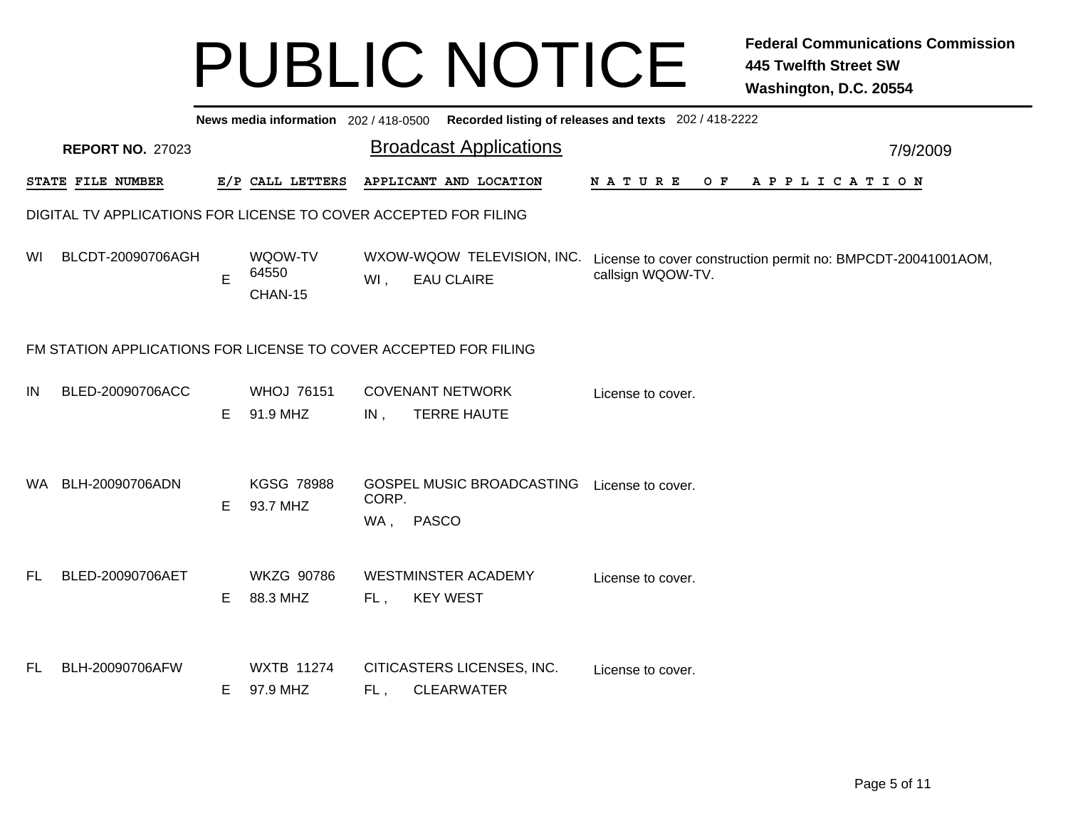# PUBLIC NOTICE

**Federal Communications Commission**
**445 Twelfth Street SW**
**Washington, D.C. 20554**

**News media information** 202 / 418-0500 **Recorded listing of releases and texts** 202 / 418-2222

**REPORT NO.** 27023

## Broadcast Applications

7/9/2009

| STATE | FILE NUMBER | E/P | CALL LETTERS | APPLICANT AND LOCATION | NATURE OF APPLICATION |
|---|---|---|---|---|---|
| **DIGITAL TV APPLICATIONS FOR LICENSE TO COVER ACCEPTED FOR FILING** | | | | | |
| WI | BLCDT-20090706AGH | E | WQOW-TV 64550 CHAN-15 | WXOW-WQOW TELEVISION, INC. WI , EAU CLAIRE | License to cover construction permit no: BMPCDT-20041001AOM, callsign WQOW-TV. |
| **FM STATION APPLICATIONS FOR LICENSE TO COVER ACCEPTED FOR FILING** | | | | | |
| IN | BLED-20090706ACC | E | WHOJ 76151 91.9 MHZ | COVENANT NETWORK IN , TERRE HAUTE | License to cover. |
| WA | BLH-20090706ADN | E | KGSG 78988 93.7 MHZ | GOSPEL MUSIC BROADCASTING CORP. WA , PASCO | License to cover. |
| FL | BLED-20090706AET | E | WKZG 90786 88.3 MHZ | WESTMINSTER ACADEMY FL , KEY WEST | License to cover. |
| FL | BLH-20090706AFW | E | WXTB 11274 97.9 MHZ | CITICASTERS LICENSES, INC. FL , CLEARWATER | License to cover. |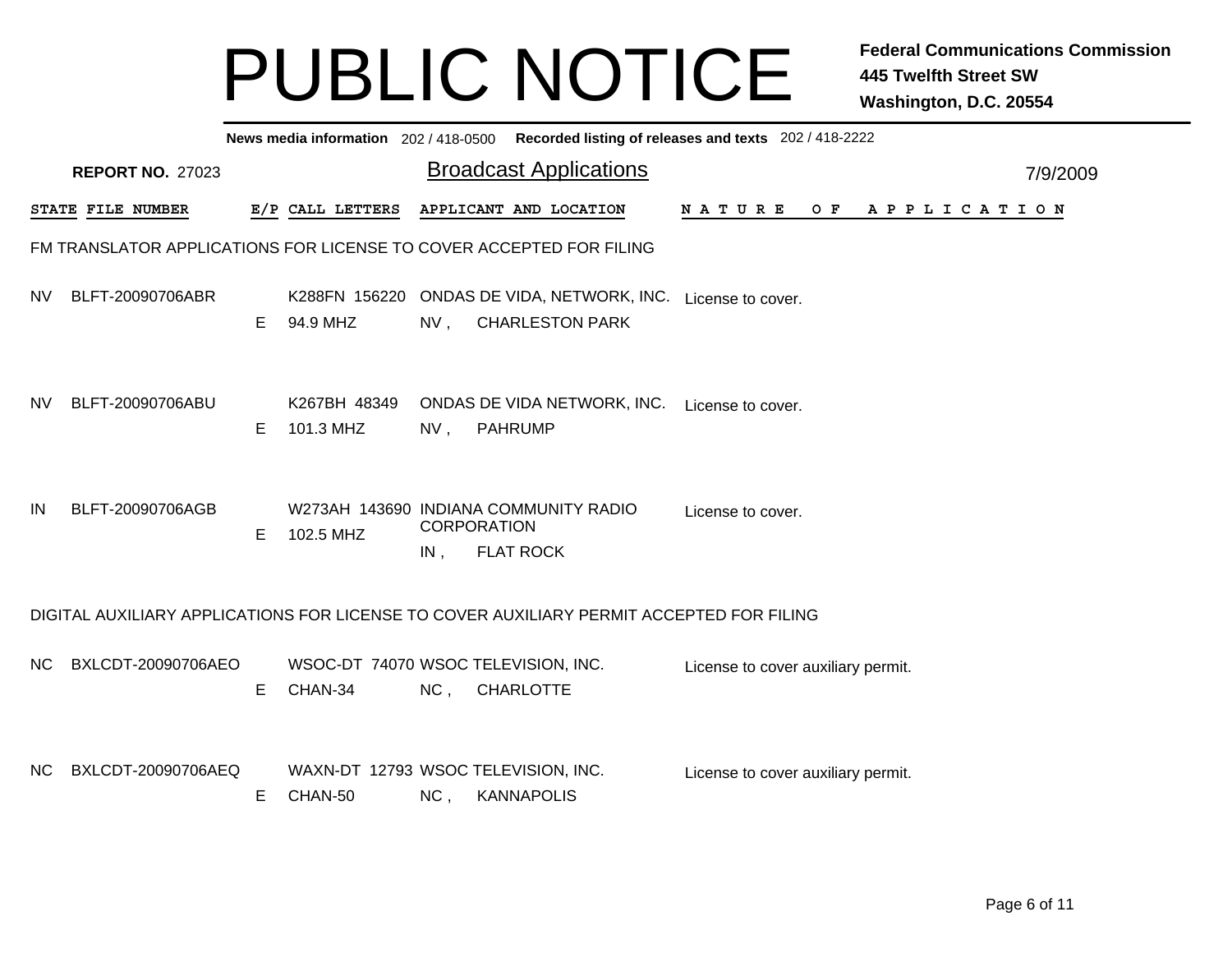# PUBLIC NOTICE

**Federal Communications Commission**
**445 Twelfth Street SW**
**Washington, D.C. 20554**

**News media information** 202 / 418-0500 **Recorded listing of releases and texts** 202 / 418-2222

**REPORT NO.** 27023

## Broadcast Applications

7/9/2009

| STATE | FILE NUMBER | E/P | CALL LETTERS | APPLICANT AND LOCATION | NATURE OF APPLICATION |
|---|---|---|---|---|---|

FM TRANSLATOR APPLICATIONS FOR LICENSE TO COVER ACCEPTED FOR FILING

| STATE | FILE NUMBER | E/P | CALL LETTERS | APPLICANT AND LOCATION | NATURE OF APPLICATION |
|---|---|---|---|---|---|
| NV | BLFT-20090706ABR | E | K288FN 156220<br>94.9 MHZ | ONDAS DE VIDA, NETWORK, INC.<br>NV , CHARLESTON PARK | License to cover. |
| NV | BLFT-20090706ABU | E | K267BH 48349<br>101.3 MHZ | ONDAS DE VIDA NETWORK, INC.<br>NV , PAHRUMP | License to cover. |
| IN | BLFT-20090706AGB | E | W273AH 143690<br>102.5 MHZ | INDIANA COMMUNITY RADIO CORPORATION<br>IN , FLAT ROCK | License to cover. |

DIGITAL AUXILIARY APPLICATIONS FOR LICENSE TO COVER AUXILIARY PERMIT ACCEPTED FOR FILING

| STATE | FILE NUMBER | E/P | CALL LETTERS | APPLICANT AND LOCATION | NATURE OF APPLICATION |
|---|---|---|---|---|---|
| NC | BXLCDT-20090706AEO | E | WSOC-DT 74070<br>CHAN-34 | WSOC TELEVISION, INC.<br>NC , CHARLOTTE | License to cover auxiliary permit. |
| NC | BXLCDT-20090706AEQ | E | WAXN-DT 12793<br>CHAN-50 | WSOC TELEVISION, INC.<br>NC , KANNAPOLIS | License to cover auxiliary permit. |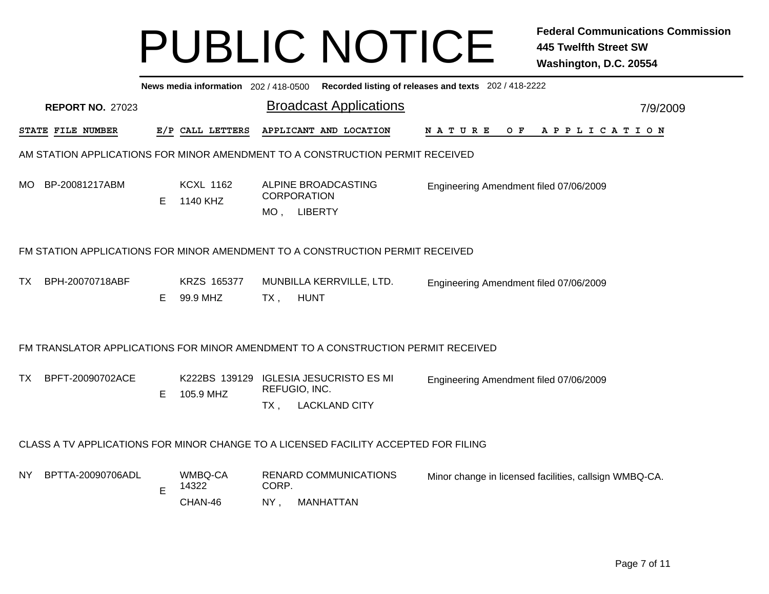# PUBLIC NOTICE

**Federal Communications Commission**
**445 Twelfth Street SW**
**Washington, D.C. 20554**

**News media information** 202 / 418-0500 **Recorded listing of releases and texts** 202 / 418-2222

**REPORT NO.** 27023

## Broadcast Applications

7/9/2009

| STATE | FILE NUMBER | E/P | CALL LETTERS | APPLICANT AND LOCATION | NATURE OF APPLICATION |
|---|---|---|---|---|---|

### AM STATION APPLICATIONS FOR MINOR AMENDMENT TO A CONSTRUCTION PERMIT RECEIVED

| STATE | FILE NUMBER | E/P | CALL LETTERS | APPLICANT AND LOCATION | NATURE OF APPLICATION |
|---|---|---|---|---|---|
| MO | BP-20081217ABM | E | KCXL 1162<br>1140 KHZ | ALPINE BROADCASTING CORPORATION<br>MO , LIBERTY | Engineering Amendment filed 07/06/2009 |

### FM STATION APPLICATIONS FOR MINOR AMENDMENT TO A CONSTRUCTION PERMIT RECEIVED

| STATE | FILE NUMBER | E/P | CALL LETTERS | APPLICANT AND LOCATION | NATURE OF APPLICATION |
|---|---|---|---|---|---|
| TX | BPH-20070718ABF | E | KRZS 165377<br>99.9 MHZ | MUNBILLA KERRVILLE, LTD.<br>TX , HUNT | Engineering Amendment filed 07/06/2009 |

### FM TRANSLATOR APPLICATIONS FOR MINOR AMENDMENT TO A CONSTRUCTION PERMIT RECEIVED

| STATE | FILE NUMBER | E/P | CALL LETTERS | APPLICANT AND LOCATION | NATURE OF APPLICATION |
|---|---|---|---|---|---|
| TX | BPFT-20090702ACE | E | K222BS 139129<br>105.9 MHZ | IGLESIA JESUCRISTO ES MI REFUGIO, INC.<br>TX , LACKLAND CITY | Engineering Amendment filed 07/06/2009 |

### CLASS A TV APPLICATIONS FOR MINOR CHANGE TO A LICENSED FACILITY ACCEPTED FOR FILING

| STATE | FILE NUMBER | E/P | CALL LETTERS | APPLICANT AND LOCATION | NATURE OF APPLICATION |
|---|---|---|---|---|---|
| NY | BPTTA-20090706ADL | E | WMBQ-CA 14322<br>CHAN-46 | RENARD COMMUNICATIONS CORP.<br>NY , MANHATTAN | Minor change in licensed facilities, callsign WMBQ-CA. |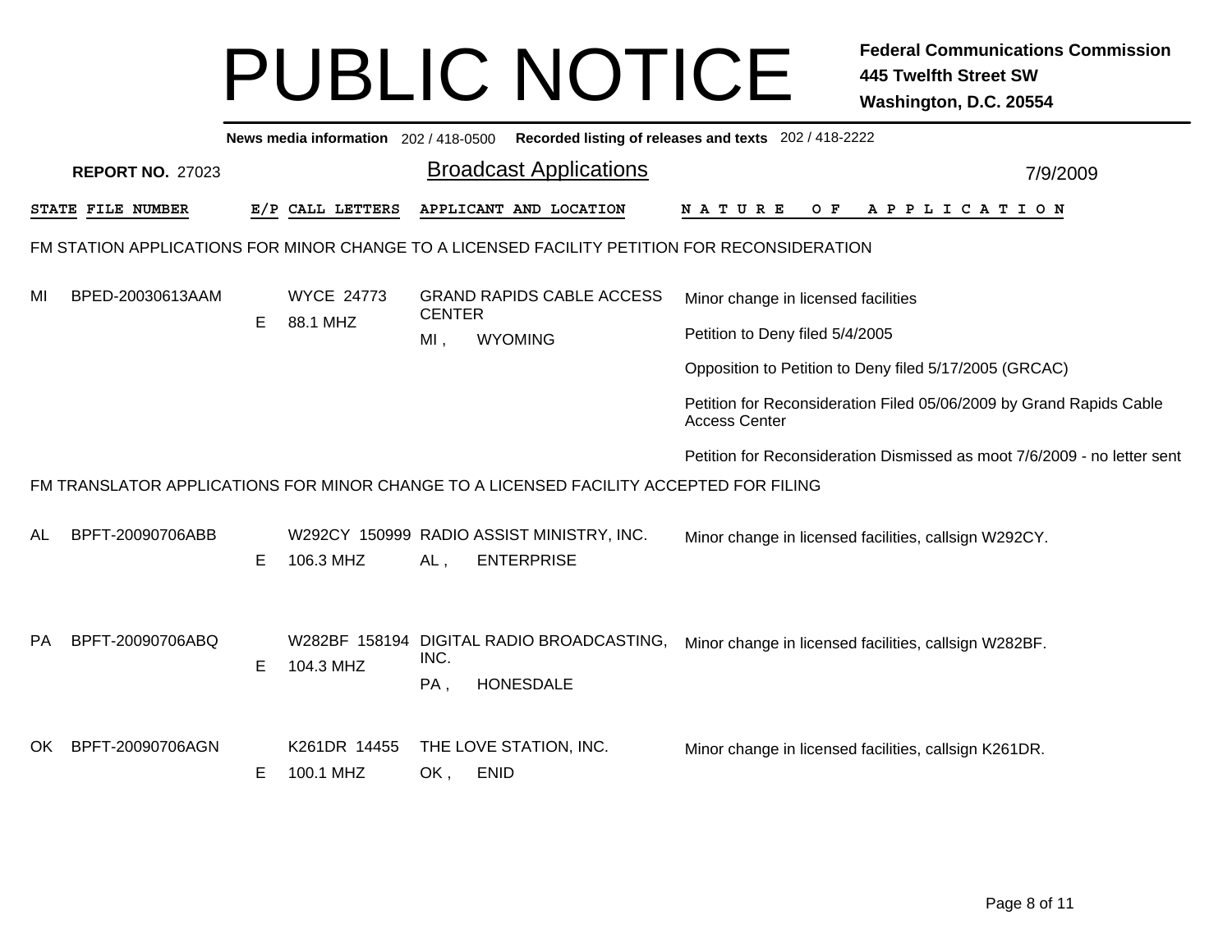# PUBLIC NOTICE

**Federal Communications Commission**
**445 Twelfth Street SW**
**Washington, D.C. 20554**

**News media information** 202 / 418-0500 **Recorded listing of releases and texts** 202 / 418-2222

**REPORT NO.** 27023

## Broadcast Applications

7/9/2009

FM STATION APPLICATIONS FOR MINOR CHANGE TO A LICENSED FACILITY PETITION FOR RECONSIDERATION

| STATE | FILE NUMBER | E/P | CALL LETTERS | APPLICANT AND LOCATION | NATURE OF APPLICATION |
|---|---|---|---|---|---|
| MI | BPED-20030613AAM | E | WYCE 24773<br>88.1 MHZ | GRAND RAPIDS CABLE ACCESS CENTER<br>MI , WYOMING | Minor change in licensed facilities<br>Petition to Deny filed 5/4/2005<br>Opposition to Petition to Deny filed 5/17/2005 (GRCAC)<br>Petition for Reconsideration Filed 05/06/2009 by Grand Rapids Cable Access Center<br>Petition for Reconsideration Dismissed as moot 7/6/2009 - no letter sent |

FM TRANSLATOR APPLICATIONS FOR MINOR CHANGE TO A LICENSED FACILITY ACCEPTED FOR FILING

| STATE | FILE NUMBER | E/P | CALL LETTERS | APPLICANT AND LOCATION | NATURE OF APPLICATION |
|---|---|---|---|---|---|
| AL | BPFT-20090706ABB | E | W292CY 150999<br>106.3 MHZ | RADIO ASSIST MINISTRY, INC.<br>AL , ENTERPRISE | Minor change in licensed facilities, callsign W292CY. |
| PA | BPFT-20090706ABQ | E | W282BF 158194<br>104.3 MHZ | DIGITAL RADIO BROADCASTING, INC.<br>PA , HONESDALE | Minor change in licensed facilities, callsign W282BF. |
| OK | BPFT-20090706AGN | E | K261DR 14455<br>100.1 MHZ | THE LOVE STATION, INC.<br>OK , ENID | Minor change in licensed facilities, callsign K261DR. |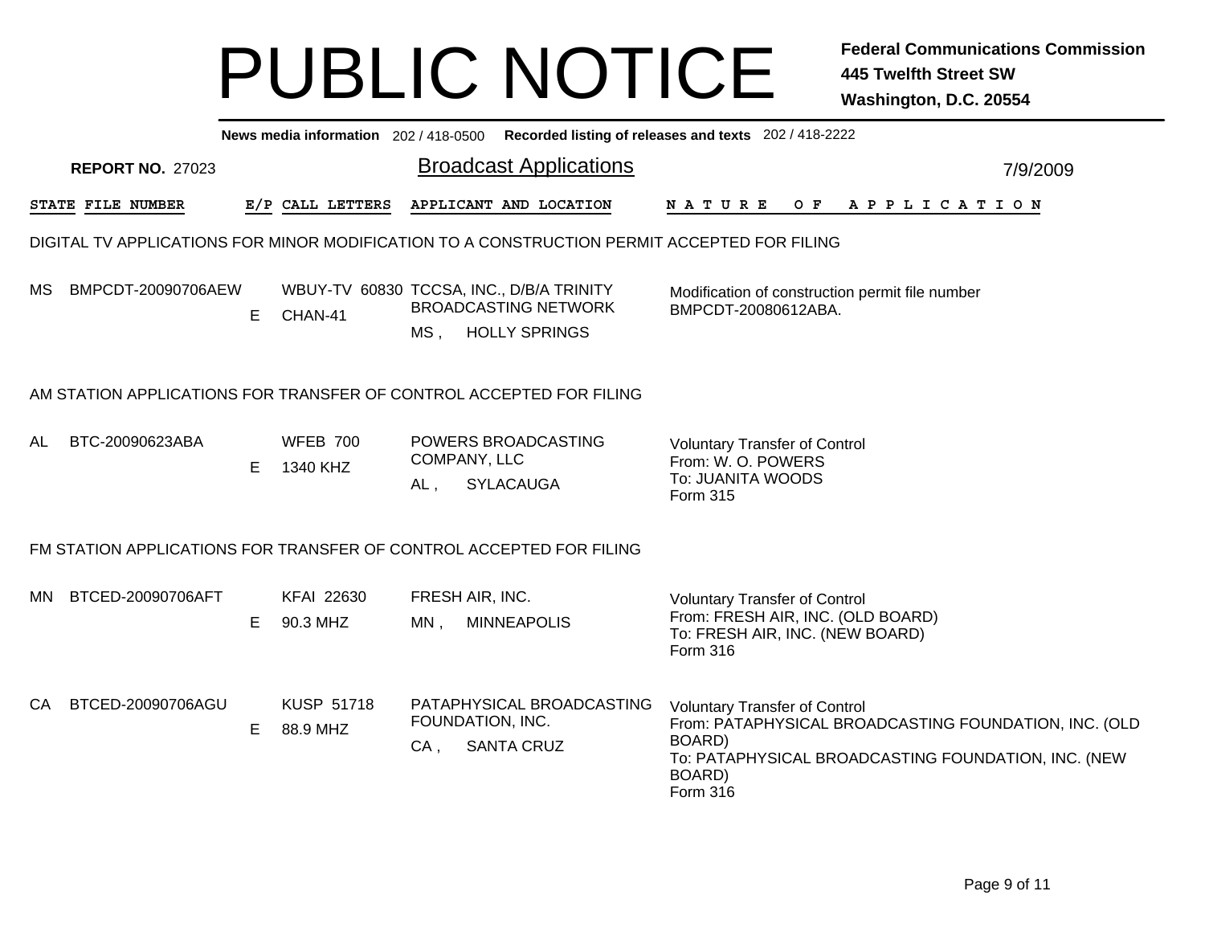# PUBLIC NOTICE

**Federal Communications Commission**
**445 Twelfth Street SW**
**Washington, D.C. 20554**

**News media information** 202 / 418-0500 **Recorded listing of releases and texts** 202 / 418-2222

**REPORT NO.** 27023

## Broadcast Applications

7/9/2009

### DIGITAL TV APPLICATIONS FOR MINOR MODIFICATION TO A CONSTRUCTION PERMIT ACCEPTED FOR FILING

| STATE | FILE NUMBER | E/P | CALL LETTERS | APPLICANT AND LOCATION | NATURE OF APPLICATION |
|---|---|---|---|---|---|
| MS | BMPCDT-20090706AEW | E | WBUY-TV 60830 CHAN-41 | TCCSA, INC., D/B/A TRINITY BROADCASTING NETWORK MS , HOLLY SPRINGS | Modification of construction permit file number BMPCDT-20080612ABA. |

### AM STATION APPLICATIONS FOR TRANSFER OF CONTROL ACCEPTED FOR FILING

| STATE | FILE NUMBER | E/P | CALL LETTERS | APPLICANT AND LOCATION | NATURE OF APPLICATION |
|---|---|---|---|---|---|
| AL | BTC-20090623ABA | E | WFEB 700 1340 KHZ | POWERS BROADCASTING COMPANY, LLC AL , SYLACAUGA | Voluntary Transfer of Control From: W. O. POWERS To: JUANITA WOODS Form 315 |

### FM STATION APPLICATIONS FOR TRANSFER OF CONTROL ACCEPTED FOR FILING

| STATE | FILE NUMBER | E/P | CALL LETTERS | APPLICANT AND LOCATION | NATURE OF APPLICATION |
|---|---|---|---|---|---|
| MN | BTCED-20090706AFT | E | KFAI 22630 90.3 MHZ | FRESH AIR, INC. MN , MINNEAPOLIS | Voluntary Transfer of Control From: FRESH AIR, INC. (OLD BOARD) To: FRESH AIR, INC. (NEW BOARD) Form 316 |
| CA | BTCED-20090706AGU | E | KUSP 51718 88.9 MHZ | PATAPHYSICAL BROADCASTING FOUNDATION, INC. CA , SANTA CRUZ | Voluntary Transfer of Control From: PATAPHYSICAL BROADCASTING FOUNDATION, INC. (OLD BOARD) To: PATAPHYSICAL BROADCASTING FOUNDATION, INC. (NEW BOARD) Form 316 |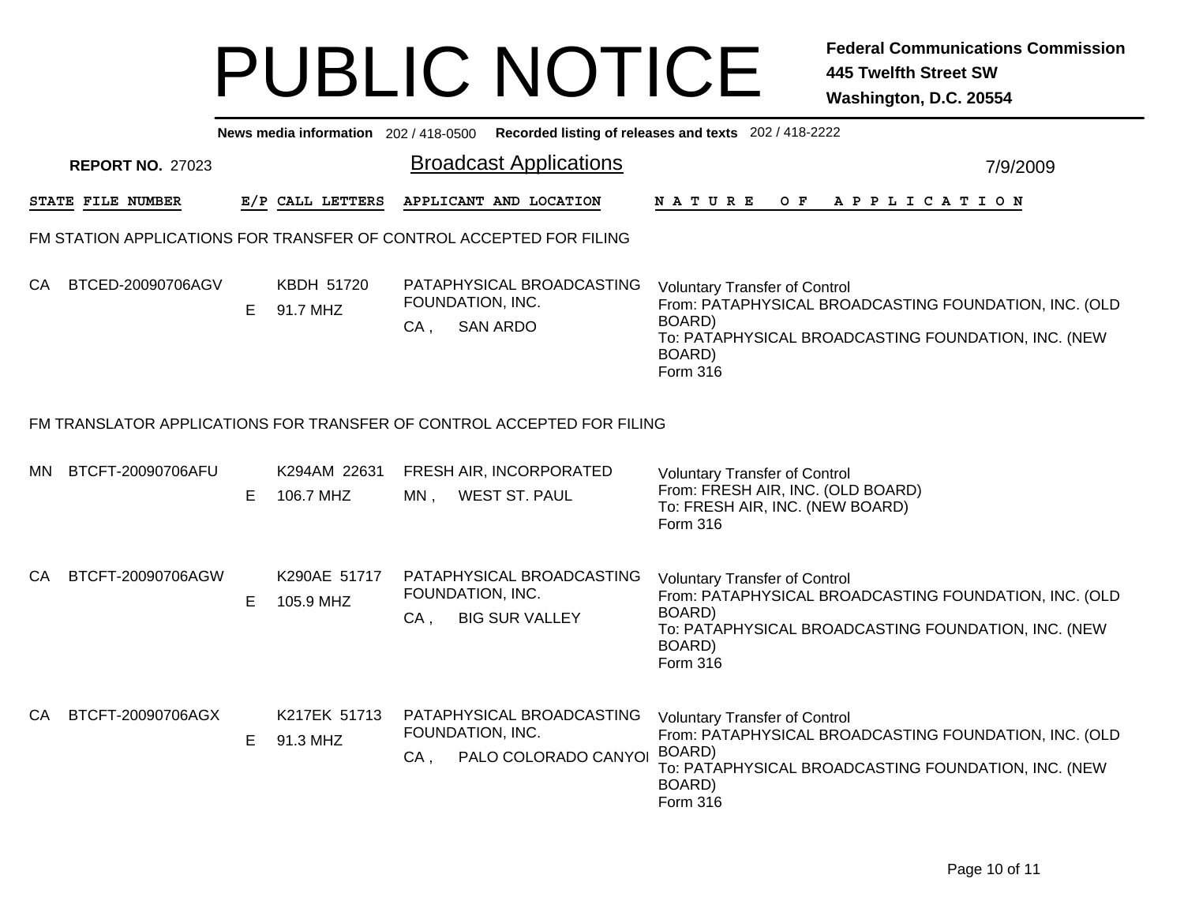# PUBLIC NOTICE

**Federal Communications Commission**
**445 Twelfth Street SW**
**Washington, D.C. 20554**

**News media information** 202 / 418-0500 **Recorded listing of releases and texts** 202 / 418-2222

**REPORT NO.** 27023

## Broadcast Applications

7/9/2009

### FM STATION APPLICATIONS FOR TRANSFER OF CONTROL ACCEPTED FOR FILING

| STATE | FILE NUMBER | E/P | CALL LETTERS | APPLICANT AND LOCATION | NATURE OF APPLICATION |
|---|---|---|---|---|---|
| CA | BTCED-20090706AGV | E | KBDH 51720<br>91.7 MHZ | PATAPHYSICAL BROADCASTING FOUNDATION, INC.<br>CA , SAN ARDO | Voluntary Transfer of Control<br>From: PATAPHYSICAL BROADCASTING FOUNDATION, INC. (OLD BOARD)<br>To: PATAPHYSICAL BROADCASTING FOUNDATION, INC. (NEW BOARD)<br>Form 316 |

### FM TRANSLATOR APPLICATIONS FOR TRANSFER OF CONTROL ACCEPTED FOR FILING

| STATE | FILE NUMBER | E/P | CALL LETTERS | APPLICANT AND LOCATION | NATURE OF APPLICATION |
|---|---|---|---|---|---|
| MN | BTCFT-20090706AFU | E | K294AM 22631<br>106.7 MHZ | FRESH AIR, INCORPORATED<br>MN , WEST ST. PAUL | Voluntary Transfer of Control<br>From: FRESH AIR, INC. (OLD BOARD)<br>To: FRESH AIR, INC. (NEW BOARD)<br>Form 316 |
| CA | BTCFT-20090706AGW | E | K290AE 51717<br>105.9 MHZ | PATAPHYSICAL BROADCASTING FOUNDATION, INC.<br>CA , BIG SUR VALLEY | Voluntary Transfer of Control<br>From: PATAPHYSICAL BROADCASTING FOUNDATION, INC. (OLD BOARD)<br>To: PATAPHYSICAL BROADCASTING FOUNDATION, INC. (NEW BOARD)<br>Form 316 |
| CA | BTCFT-20090706AGX | E | K217EK 51713<br>91.3 MHZ | PATAPHYSICAL BROADCASTING FOUNDATION, INC.<br>CA , PALO COLORADO CANYOI | Voluntary Transfer of Control<br>From: PATAPHYSICAL BROADCASTING FOUNDATION, INC. (OLD BOARD)<br>To: PATAPHYSICAL BROADCASTING FOUNDATION, INC. (NEW BOARD)<br>Form 316 |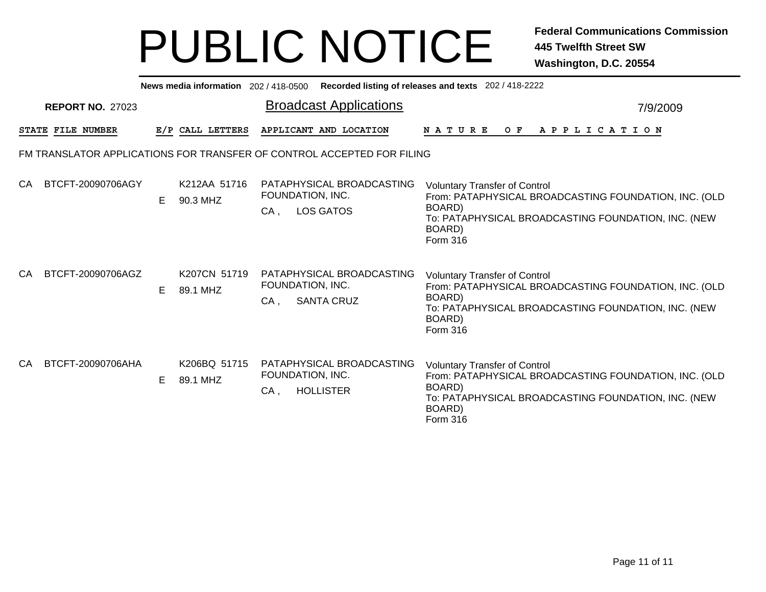# PUBLIC NOTICE

**Federal Communications Commission**
**445 Twelfth Street SW**
**Washington, D.C. 20554**

**News media information** 202 / 418-0500 **Recorded listing of releases and texts** 202 / 418-2222

**REPORT NO.** 27023

## Broadcast Applications

7/9/2009

FM TRANSLATOR APPLICATIONS FOR TRANSFER OF CONTROL ACCEPTED FOR FILING

| STATE | FILE NUMBER | E/P | CALL LETTERS | APPLICANT AND LOCATION | NATURE OF APPLICATION |
|---|---|---|---|---|---|
| CA | BTCFT-20090706AGY | E | K212AA 51716<br>90.3 MHZ | PATAPHYSICAL BROADCASTING FOUNDATION, INC.<br>CA , LOS GATOS | Voluntary Transfer of Control<br>From: PATAPHYSICAL BROADCASTING FOUNDATION, INC. (OLD BOARD)<br>To: PATAPHYSICAL BROADCASTING FOUNDATION, INC. (NEW BOARD)<br>Form 316 |
| CA | BTCFT-20090706AGZ | E | K207CN 51719<br>89.1 MHZ | PATAPHYSICAL BROADCASTING FOUNDATION, INC.<br>CA , SANTA CRUZ | Voluntary Transfer of Control<br>From: PATAPHYSICAL BROADCASTING FOUNDATION, INC. (OLD BOARD)<br>To: PATAPHYSICAL BROADCASTING FOUNDATION, INC. (NEW BOARD)<br>Form 316 |
| CA | BTCFT-20090706AHA | E | K206BQ 51715<br>89.1 MHZ | PATAPHYSICAL BROADCASTING FOUNDATION, INC.<br>CA , HOLLISTER | Voluntary Transfer of Control<br>From: PATAPHYSICAL BROADCASTING FOUNDATION, INC. (OLD BOARD)<br>To: PATAPHYSICAL BROADCASTING FOUNDATION, INC. (NEW BOARD)<br>Form 316 |